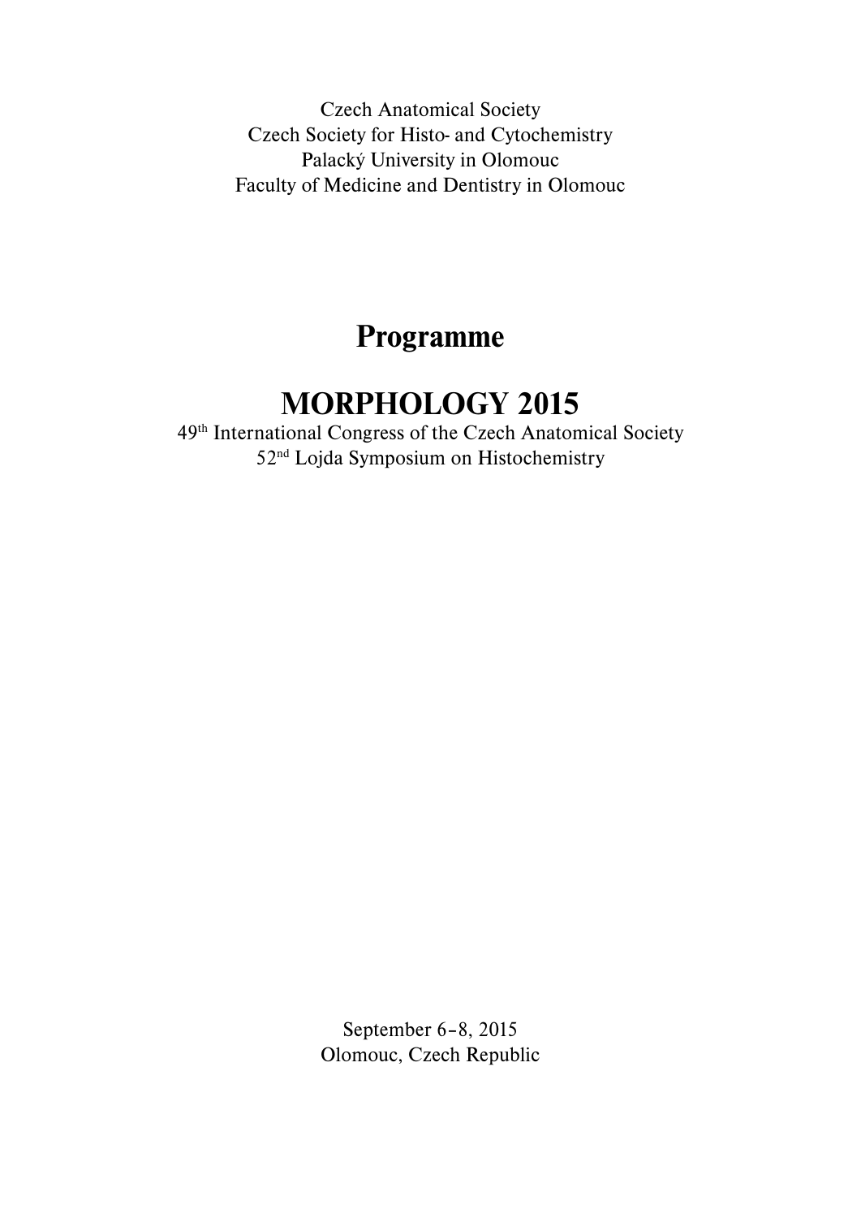Czech Anatomical Society
Czech Society for Histo- and Cytochemistry
Palacký University in Olomouc
Faculty of Medicine and Dentistry in Olomouc

# Programme

# MORPHOLOGY 2015

49th International Congress of the Czech Anatomical Society
52nd Lojda Symposium on Histochemistry

September 6–8, 2015
Olomouc, Czech Republic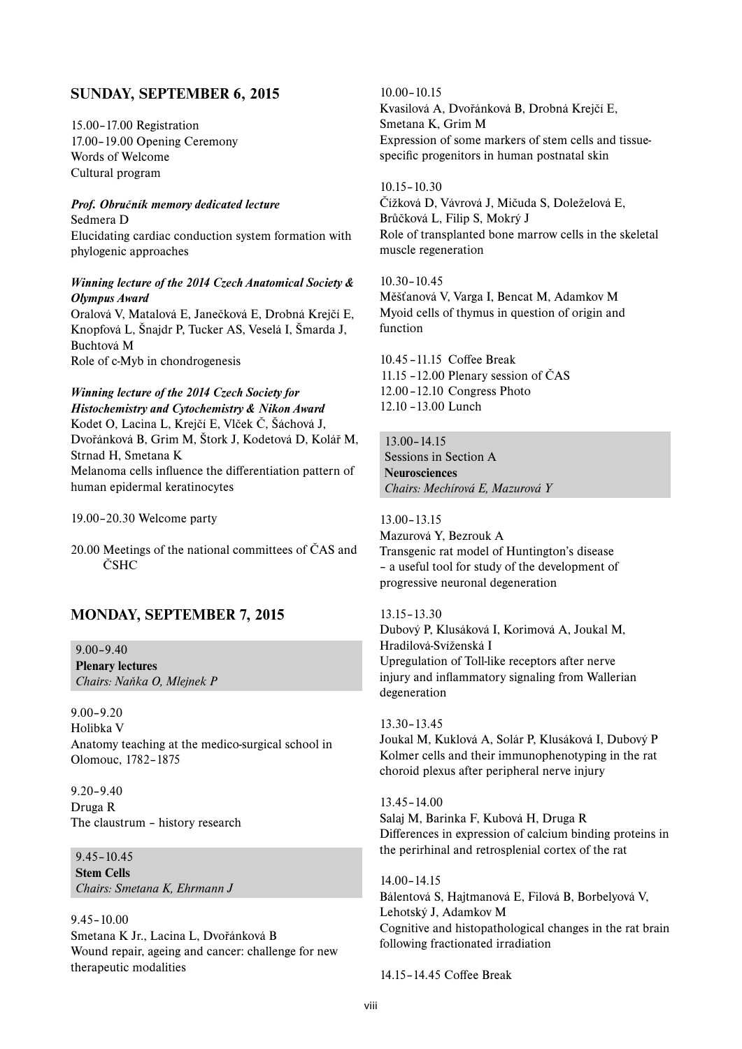## SUNDAY, SEPTEMBER 6, 2015

15.00–17.00 Registration
17.00–19.00 Opening Ceremony
Words of Welcome
Cultural program

***Prof. Obručník memory dedicated lecture***
Sedmera D
Elucidating cardiac conduction system formation with phylogenic approaches

***Winning lecture of the 2014 Czech Anatomical Society & Olympus Award***
Oralová V, Matalová E, Janečková E, Drobná Krejčí E, Knopfová L, Šnajdr P, Tucker AS, Veselá I, Šmarda J, Buchtová M
Role of c-Myb in chondrogenesis

***Winning lecture of the 2014 Czech Society for Histochemistry and Cytochemistry & Nikon Award***
Kodet O, Lacina L, Krejčí E, Vlček Č, Šáchová J, Dvořánková B, Grim M, Štork J, Kodetová D, Kolář M, Strnad H, Smetana K
Melanoma cells influence the differentiation pattern of human epidermal keratinocytes

19.00–20.30 Welcome party

20.00 Meetings of the national committees of ČAS and ČSHC

## MONDAY, SEPTEMBER 7, 2015

9.00–9.40
**Plenary lectures**
*Chairs: Naňka O, Mlejnek P*

9.00–9.20
Holibka V
Anatomy teaching at the medico-surgical school in Olomouc, 1782–1875

9.20–9.40
Druga R
The claustrum – history research

9.45–10.45
**Stem Cells**
*Chairs: Smetana K, Ehrmann J*

9.45–10.00
Smetana K Jr., Lacina L, Dvořánková B
Wound repair, ageing and cancer: challenge for new therapeutic modalities

10.00–10.15
Kvasilová A, Dvořánková B, Drobná Krejčí E, Smetana K, Grim M
Expression of some markers of stem cells and tissue-specific progenitors in human postnatal skin

10.15–10.30
Čížková D, Vávrová J, Mičuda S, Doleželová E, Brůčková L, Filip S, Mokrý J
Role of transplanted bone marrow cells in the skeletal muscle regeneration

10.30–10.45
Měšťanová V, Varga I, Bencat M, Adamkov M
Myoid cells of thymus in question of origin and function

10.45 – 11.15 Coffee Break
11.15 – 12.00 Plenary session of ČAS
12.00 – 12.10 Congress Photo
12.10 – 13.00 Lunch

13.00–14.15
Sessions in Section A
**Neurosciences**
*Chairs: Mechírová E, Mazurová Y*

13.00–13.15
Mazurová Y, Bezrouk A
Transgenic rat model of Huntington's disease – a useful tool for study of the development of progressive neuronal degeneration

13.15–13.30
Dubový P, Klusáková I, Korimová A, Joukal M, Hradilová-Svíženská I
Upregulation of Toll-like receptors after nerve injury and inflammatory signaling from Wallerian degeneration

13.30–13.45
Joukal M, Kuklová A, Solár P, Klusáková I, Dubový P
Kolmer cells and their immunophenotyping in the rat choroid plexus after peripheral nerve injury

13.45–14.00
Salaj M, Barinka F, Kubová H, Druga R
Differences in expression of calcium binding proteins in the perirhinal and retrosplenial cortex of the rat

14.00–14.15
Bálentová S, Hajtmanová E, Filová B, Borbelyová V, Lehotský J, Adamkov M
Cognitive and histopathological changes in the rat brain following fractionated irradiation

14.15–14.45 Coffee Break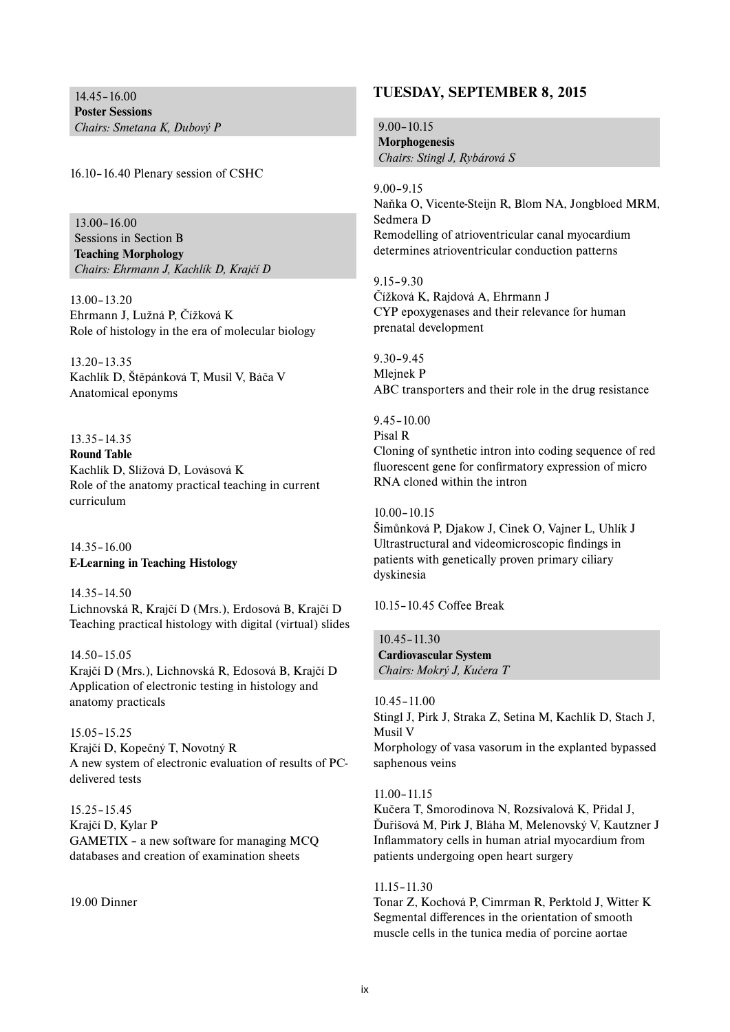14.45–16.00
**Poster Sessions**
*Chairs: Smetana K, Dubový P*

16.10–16.40 Plenary session of CSHC

13.00–16.00
Sessions in Section B
**Teaching Morphology**
*Chairs: Ehrmann J, Kachlík D, Krajčí D*

13.00–13.20
Ehrmann J, Lužná P, Čížková K
Role of histology in the era of molecular biology

13.20–13.35
Kachlík D, Štěpánková T, Musil V, Báča V
Anatomical eponyms

13.35–14.35
**Round Table**
Kachlík D, Slížová D, Lovásová K
Role of the anatomy practical teaching in current curriculum

14.35–16.00
**E-Learning in Teaching Histology**

14.35–14.50
Lichnovská R, Krajčí D (Mrs.), Erdosová B, Krajčí D
Teaching practical histology with digital (virtual) slides

14.50–15.05
Krajčí D (Mrs.), Lichnovská R, Edosová B, Krajčí D
Application of electronic testing in histology and anatomy practicals

15.05–15.25
Krajčí D, Kopečný T, Novotný R
A new system of electronic evaluation of results of PC-delivered tests

15.25–15.45
Krajčí D, Kylar P
GAMETIX – a new software for managing MCQ databases and creation of examination sheets

19.00 Dinner

## TUESDAY, SEPTEMBER 8, 2015

9.00–10.15
**Morphogenesis**
*Chairs: Stingl J, Rybárová S*

9.00–9.15
Naňka O, Vicente-Steijn R, Blom NA, Jongbloed MRM, Sedmera D
Remodelling of atrioventricular canal myocardium determines atrioventricular conduction patterns

9.15–9.30
Čížková K, Rajdová A, Ehrmann J
CYP epoxygenases and their relevance for human prenatal development

9.30–9.45
Mlejnek P
ABC transporters and their role in the drug resistance

9.45–10.00
Pisal R
Cloning of synthetic intron into coding sequence of red fluorescent gene for confirmatory expression of micro RNA cloned within the intron

10.00–10.15
Šimůnková P, Djakow J, Cinek O, Vajner L, Uhlík J
Ultrastructural and videomicroscopic findings in patients with genetically proven primary ciliary dyskinesia

10.15–10.45 Coffee Break

10.45–11.30
**Cardiovascular System**
*Chairs: Mokrý J, Kučera T*

10.45–11.00
Stingl J, Pirk J, Straka Z, Setina M, Kachlík D, Stach J, Musil V
Morphology of vasa vasorum in the explanted bypassed saphenous veins

11.00–11.15
Kučera T, Smorodinova N, Rozsívalová K, Přidal J, Ďuřišová M, Pirk J, Bláha M, Melenovský V, Kautzner J
Inflammatory cells in human atrial myocardium from patients undergoing open heart surgery

11.15–11.30
Tonar Z, Kochová P, Cimrman R, Perktold J, Witter K
Segmental differences in the orientation of smooth muscle cells in the tunica media of porcine aortae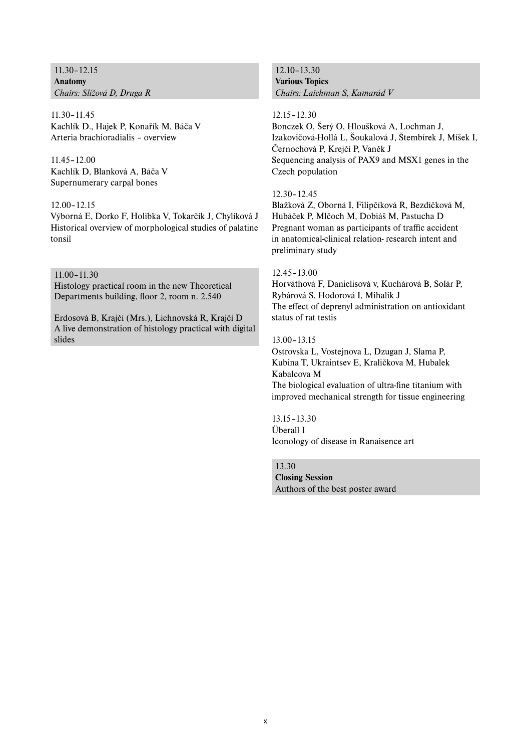**11.30–12.15**
**Anatomy**
*Chairs: Slížová D, Druga R*

11.30–11.45
Kachlík D., Hajek P, Konařík M, Báča V
Arteria brachioradialis – overview

11.45–12.00
Kachlík D, Blanková A, Báča V
Supernumerary carpal bones

12.00–12.15
Výborná E, Dorko F, Holibka V, Tokarčík J, Chylíková J
Historical overview of morphological studies of palatine tonsil

**11.00–11.30**
Histology practical room in the new Theoretical Departments building, floor 2, room n. 2.540

Erdosová B, Krajčí (Mrs.), Lichnovská R, Krajčí D
A live demonstration of histology practical with digital slides

**12.10–13.30**
**Various Topics**
*Chairs: Laichman S, Kamarád V*

12.15–12.30
Bonczek O, Šerý O, Hloušková A, Lochman J, Izakovičová-Hollá L, Šoukalová J, Štembírek J, Míšek I, Černochová P, Krejčí P, Vaněk J
Sequencing analysis of PAX9 and MSX1 genes in the Czech population

12.30–12.45
Blažková Z, Oborná I, Filipčíková R, Bezdíčková M, Hubáček P, Mlčoch M, Dobiáš M, Pastucha D
Pregnant woman as participants of traffic accident in anatomical-clinical relation- research intent and preliminary study

12.45–13.00
Horváthová F, Danielisová v, Kuchárová B, Solár P, Rybárová S, Hodorová I, Mihalik J
The effect of deprenyl administration on antioxidant status of rat testis

13.00–13.15
Ostrovska L, Vostejnova L, Dzugan J, Slama P, Kubina T, Ukraintsev E, Kraličkova M, Hubalek Kabalcova M
The biological evaluation of ultra-fine titanium with improved mechanical strength for tissue engineering

13.15–13.30
Überall I
Iconology of disease in Ranaisence art

**13.30**
**Closing Session**
Authors of the best poster award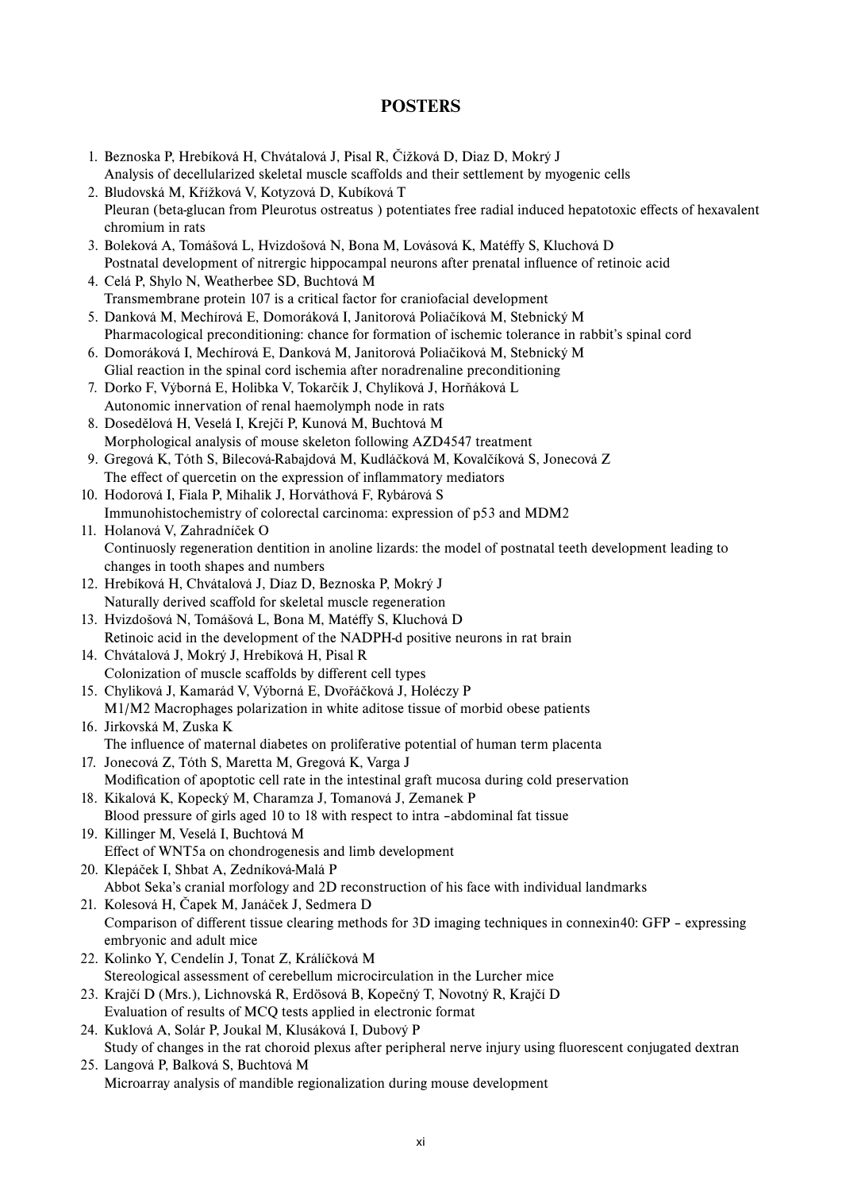## POSTERS

1. Beznoska P, Hrebíková H, Chvátalová J, Pisal R, Čížková D, Diaz D, Mokrý J
   Analysis of decellularized skeletal muscle scaffolds and their settlement by myogenic cells
2. Bludovská M, Křížková V, Kotyzová D, Kubíková T
   Pleuran (beta-glucan from Pleurotus ostreatus ) potentiates free radial induced hepatotoxic effects of hexavalent chromium in rats
3. Boleková A, Tomášová L, Hvizdošová N, Bona M, Lovásová K, Matéffy S, Kluchová D
   Postnatal development of nitrergic hippocampal neurons after prenatal influence of retinoic acid
4. Celá P, Shylo N, Weatherbee SD, Buchtová M
   Transmembrane protein 107 is a critical factor for craniofacial development
5. Danková M, Mechírová E, Domoráková I, Janitorová Poliačiková M, Stebnický M
   Pharmacological preconditioning: chance for formation of ischemic tolerance in rabbit's spinal cord
6. Domoráková I, Mechírová E, Danková M, Janitorová Poliačiková M, Stebnický M
   Glial reaction in the spinal cord ischemia after noradrenaline preconditioning
7. Dorko F, Výborná E, Holibka V, Tokarčík J, Chylíková J, Horňáková L
   Autonomic innervation of renal haemolymph node in rats
8. Dosedělová H, Veselá I, Krejčí P, Kunová M, Buchtová M
   Morphological analysis of mouse skeleton following AZD4547 treatment
9. Gregová K, Tóth S, Bilecová-Rabajdová M, Kudláčková M, Kovalčíková S, Jonecová Z
   The effect of quercetin on the expression of inflammatory mediators
10. Hodorová I, Fiala P, Mihalik J, Horváthová F, Rybárová S
    Immunohistochemistry of colorectal carcinoma: expression of p53 and MDM2
11. Holanová V, Zahradníček O
    Continuosly regeneration dentition in anoline lizards: the model of postnatal teeth development leading to changes in tooth shapes and numbers
12. Hrebíková H, Chvátalová J, Díaz D, Beznoska P, Mokrý J
    Naturally derived scaffold for skeletal muscle regeneration
13. Hvizdošová N, Tomášová L, Bona M, Matéffy S, Kluchová D
    Retinoic acid in the development of the NADPH-d positive neurons in rat brain
14. Chvátalová J, Mokrý J, Hrebíková H, Pisal R
    Colonization of muscle scaffolds by different cell types
15. Chylíková J, Kamarád V, Výborná E, Dvořáčková J, Holéczy P
    M1/M2 Macrophages polarization in white aditose tissue of morbid obese patients
16. Jirkovská M, Zuska K
    The influence of maternal diabetes on proliferative potential of human term placenta
17. Jonecová Z, Tóth S, Maretta M, Gregová K, Varga J
    Modification of apoptotic cell rate in the intestinal graft mucosa during cold preservation
18. Kikalová K, Kopecký M, Charamza J, Tomanová J, Zemanek P
    Blood pressure of girls aged 10 to 18 with respect to intra –abdominal fat tissue
19. Killinger M, Veselá I, Buchtová M
    Effect of WNT5a on chondrogenesis and limb development
20. Klepáček I, Shbat A, Zedníková-Malá P
    Abbot Seka's cranial morfology and 2D reconstruction of his face with individual landmarks
21. Kolesová H, Čapek M, Janáček J, Sedmera D
    Comparison of different tissue clearing methods for 3D imaging techniques in connexin40: GFP – expressing embryonic and adult mice
22. Kolinko Y, Cendelín J, Tonat Z, Králíčková M
    Stereological assessment of cerebellum microcirculation in the Lurcher mice
23. Krajčí D (Mrs.), Lichnovská R, Erdösová B, Kopečný T, Novotný R, Krajčí D
    Evaluation of results of MCQ tests applied in electronic format
24. Kuklová A, Solár P, Joukal M, Klusáková I, Dubový P
    Study of changes in the rat choroid plexus after peripheral nerve injury using fluorescent conjugated dextran
25. Langová P, Balková S, Buchtová M
    Microarray analysis of mandible regionalization during mouse development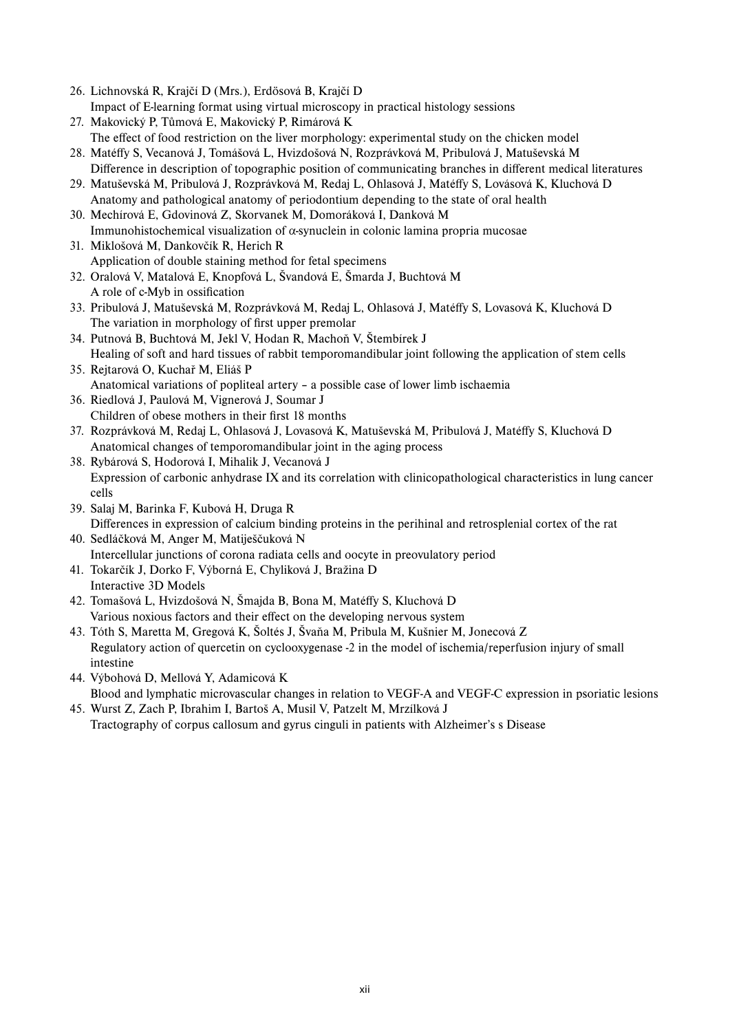26. Lichnovská R, Krajčí D (Mrs.), Erdösová B, Krajčí D
    Impact of E-learning format using virtual microscopy in practical histology sessions
27. Makovický P, Tůmová E, Makovický P, Rimárová K
    The effect of food restriction on the liver morphology: experimental study on the chicken model
28. Matéffy S, Vecanová J, Tomášová L, Hvizdošová N, Rozprávková M, Pribulová J, Matuševská M
    Difference in description of topographic position of communicating branches in different medical literatures
29. Matuševská M, Pribulová J, Rozprávková M, Redaj L, Ohlasová J, Matéffy S, Lovásová K, Kluchová D
    Anatomy and pathological anatomy of periodontium depending to the state of oral health
30. Mechírová E, Gdovinová Z, Skorvanek M, Domoráková I, Danková M
    Immunohistochemical visualization of α-synuclein in colonic lamina propria mucosae
31. Miklošová M, Dankovčík R, Herich R
    Application of double staining method for fetal specimens
32. Oralová V, Matalová E, Knopfová L, Švandová E, Šmarda J, Buchtová M
    A role of c-Myb in ossification
33. Pribulová J, Matuševská M, Rozprávková M, Redaj L, Ohlasová J, Matéffy S, Lovasová K, Kluchová D
    The variation in morphology of first upper premolar
34. Putnová B, Buchtová M, Jekl V, Hodan R, Machoň V, Štembírek J
    Healing of soft and hard tissues of rabbit temporomandibular joint following the application of stem cells
35. Rejtarová O, Kuchař M, Eliáš P
    Anatomical variations of popliteal artery – a possible case of lower limb ischaemia
36. Riedlová J, Paulová M, Vignerová J, Soumar J
    Children of obese mothers in their first 18 months
37. Rozprávková M, Redaj L, Ohlasová J, Lovasová K, Matuševská M, Pribulová J, Matéffy S, Kluchová D
    Anatomical changes of temporomandibular joint in the aging process
38. Rybárová S, Hodorová I, Mihalik J, Vecanová J
    Expression of carbonic anhydrase IX and its correlation with clinicopathological characteristics in lung cancer cells
39. Salaj M, Barinka F, Kubová H, Druga R
    Differences in expression of calcium binding proteins in the perihinal and retrosplenial cortex of the rat
40. Sedláčková M, Anger M, Matiješčuková N
    Intercellular junctions of corona radiata cells and oocyte in preovulatory period
41. Tokarčík J, Dorko F, Výborná E, Chylíková J, Bražina D
    Interactive 3D Models
42. Tomašová L, Hvizdošová N, Šmajda B, Bona M, Matéffy S, Kluchová D
    Various noxious factors and their effect on the developing nervous system
43. Tóth S, Maretta M, Gregová K, Šoltés J, Švaňa M, Pribula M, Kušnier M, Jonecová Z
    Regulatory action of quercetin on cyclooxygenase -2 in the model of ischemia/reperfusion injury of small intestine
44. Výbohová D, Mellová Y, Adamicová K
    Blood and lymphatic microvascular changes in relation to VEGF-A and VEGF-C expression in psoriatic lesions
45. Wurst Z, Zach P, Ibrahim I, Bartoš A, Musil V, Patzelt M, Mrzílková J
    Tractography of corpus callosum and gyrus cinguli in patients with Alzheimer's s Disease